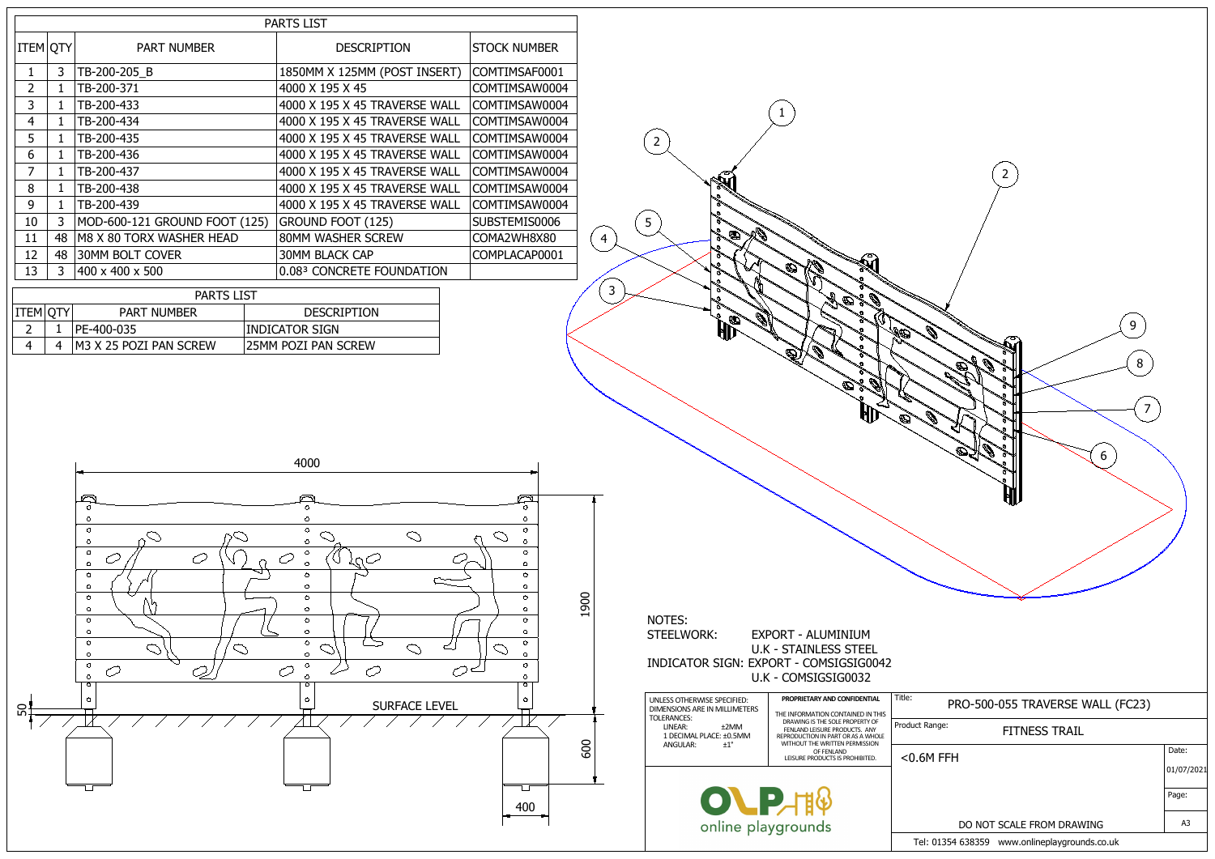| PARTS LIST | | | | |
|---|---|---|---|---|
| ITEM | QTY | PART NUMBER | DESCRIPTION | STOCK NUMBER |
| 1 | 3 | TB-200-205_B | 1850MM X 125MM (POST INSERT) | COMTIMSAF0001 |
| 2 | 1 | TB-200-371 | 4000 X 195 X 45 | COMTIMSAW0004 |
| 3 | 1 | TB-200-433 | 4000 X 195 X 45 TRAVERSE WALL | COMTIMSAW0004 |
| 4 | 1 | TB-200-434 | 4000 X 195 X 45 TRAVERSE WALL | COMTIMSAW0004 |
| 5 | 1 | TB-200-435 | 4000 X 195 X 45 TRAVERSE WALL | COMTIMSAW0004 |
| 6 | 1 | TB-200-436 | 4000 X 195 X 45 TRAVERSE WALL | COMTIMSAW0004 |
| 7 | 1 | TB-200-437 | 4000 X 195 X 45 TRAVERSE WALL | COMTIMSAW0004 |
| 8 | 1 | TB-200-438 | 4000 X 195 X 45 TRAVERSE WALL | COMTIMSAW0004 |
| 9 | 1 | TB-200-439 | 4000 X 195 X 45 TRAVERSE WALL | COMTIMSAW0004 |
| 10 | 3 | MOD-600-121 GROUND FOOT (125) | GROUND FOOT (125) | SUBSTEMIS0006 |
| 11 | 48 | M8 X 80 TORX WASHER HEAD | 80MM WASHER SCREW | COMA2WH8X80 |
| 12 | 48 | 30MM BOLT COVER | 30MM BLACK CAP | COMPLACAP0001 |
| 13 | 3 | 400 x 400 x 500 | 0.08³ CONCRETE FOUNDATION | |

| PARTS LIST | | | |
|---|---|---|---|
| ITEM | QTY | PART NUMBER | DESCRIPTION |
| 2 | 1 | PE-400-035 | INDICATOR SIGN |
| 4 | 4 | M3 X 25 POZI PAN SCREW | 25MM POZI PAN SCREW |

4000

1900

600

50

400

SURFACE LEVEL

NOTES:
STEELWORK: EXPORT - ALUMINIUM
U.K - STAINLESS STEEL
INDICATOR SIGN: EXPORT - COMSIGSIG0042
U.K - COMSIGSIG0032

UNLESS OTHERWISE SPECIFIED:
DIMENSIONS ARE IN MILLIMETERS
TOLERANCES:
LINEAR: ±2MM
1 DECIMAL PLACE: ±0.5MM
ANGULAR: ±1°

**PROPRIETARY AND CONFIDENTIAL**

THE INFORMATION CONTAINED IN THIS DRAWING IS THE SOLE PROPERTY OF FENLAND LEISURE PRODUCTS. ANY REPRODUCTION IN PART OR AS A WHOLE WITHOUT THE WRITTEN PERMISSION OF FENLAND LEISURE PRODUCTS IS PROHIBITED.

Title: PRO-500-055 TRAVERSE WALL (FC23)

Product Range: FITNESS TRAIL

<0.6M FFH

Date: 01/07/2021

Page:

A3

DO NOT SCALE FROM DRAWING

online playgrounds

Tel: 01354 638359 www.onlineplaygrounds.co.uk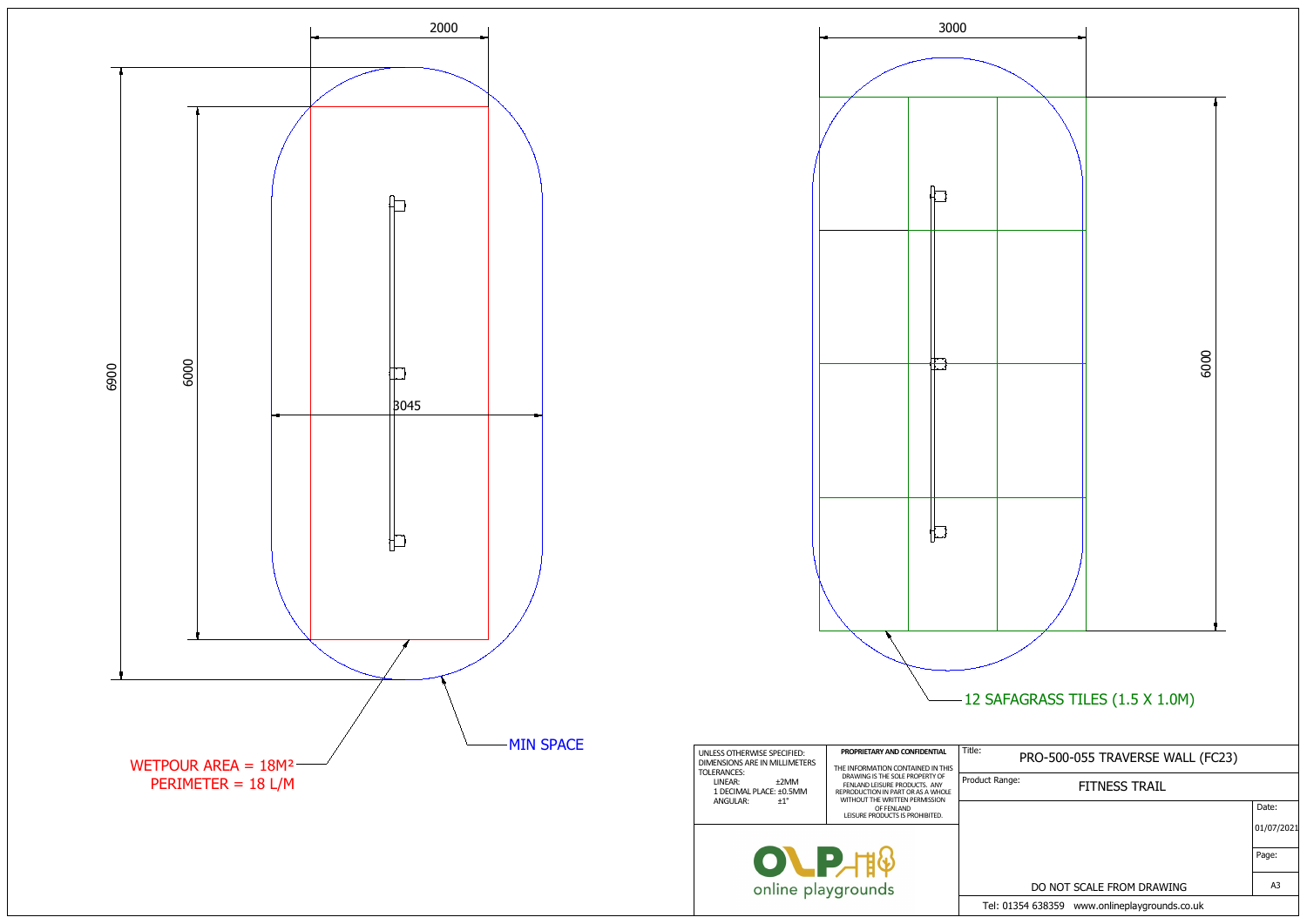2000

6900

6000

3045

WETPOUR AREA = 18M²
PERIMETER = 18 L/M

MIN SPACE

3000

6000

12 SAFAGRASS TILES (1.5 X 1.0M)

UNLESS OTHERWISE SPECIFIED:
DIMENSIONS ARE IN MILLIMETERS
TOLERANCES:
LINEAR: ±2MM
1 DECIMAL PLACE: ±0.5MM
ANGULAR: ±1°

**PROPRIETARY AND CONFIDENTIAL**

THE INFORMATION CONTAINED IN THIS DRAWING IS THE SOLE PROPERTY OF FENLAND LEISURE PRODUCTS. ANY REPRODUCTION IN PART OR AS A WHOLE WITHOUT THE WRITTEN PERMISSION OF FENLAND LEISURE PRODUCTS IS PROHIBITED.

online playgrounds

Title: PRO-500-055 TRAVERSE WALL (FC23)

Product Range: FITNESS TRAIL

Date: 01/07/2021

Page:

A3

DO NOT SCALE FROM DRAWING

Tel: 01354 638359 www.onlineplaygrounds.co.uk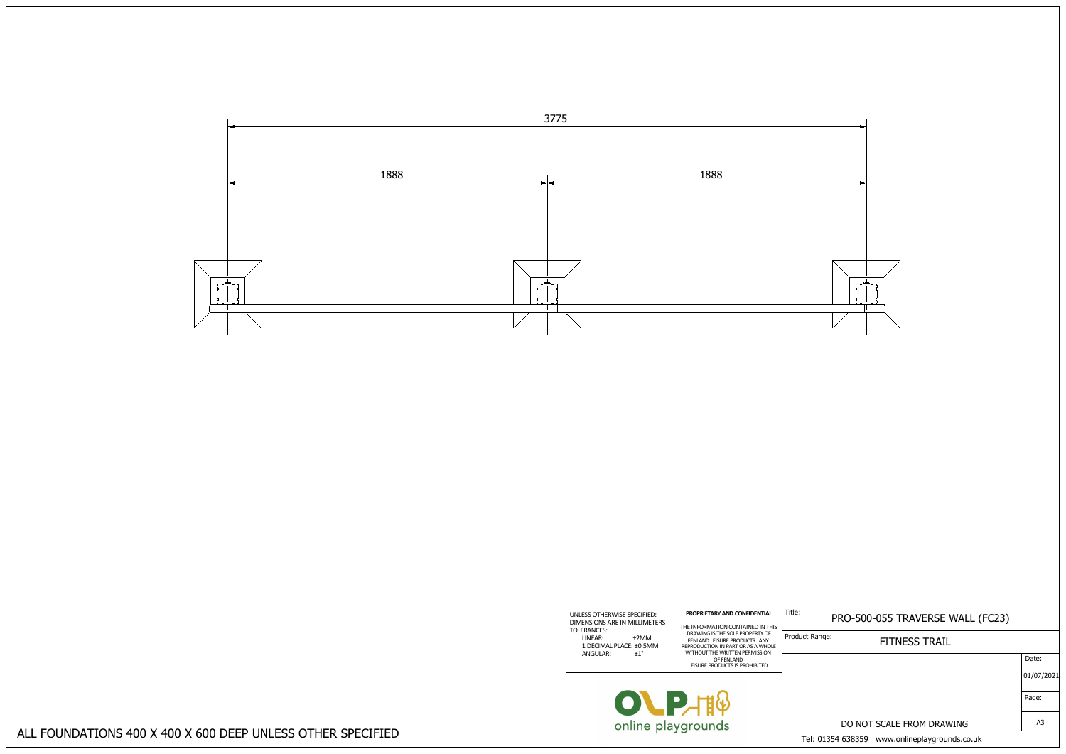3775

1888 1888

ALL FOUNDATIONS 400 X 400 X 600 DEEP UNLESS OTHER SPECIFIED

UNLESS OTHERWISE SPECIFIED:
DIMENSIONS ARE IN MILLIMETERS
TOLERANCES:
LINEAR: ±2MM
1 DECIMAL PLACE: ±0.5MM
ANGULAR: ±1°

**PROPRIETARY AND CONFIDENTIAL**

THE INFORMATION CONTAINED IN THIS DRAWING IS THE SOLE PROPERTY OF FENLAND LEISURE PRODUCTS. ANY REPRODUCTION IN PART OR AS A WHOLE WITHOUT THE WRITTEN PERMISSION OF FENLAND LEISURE PRODUCTS IS PROHIBITED.

OLP online playgrounds

| Title: | PRO-500-055 TRAVERSE WALL (FC23) |
|---|---|
| Product Range: | FITNESS TRAIL |
| Date: | 01/07/2021 |
| Page: | A3 |

DO NOT SCALE FROM DRAWING

Tel: 01354 638359 www.onlineplaygrounds.co.uk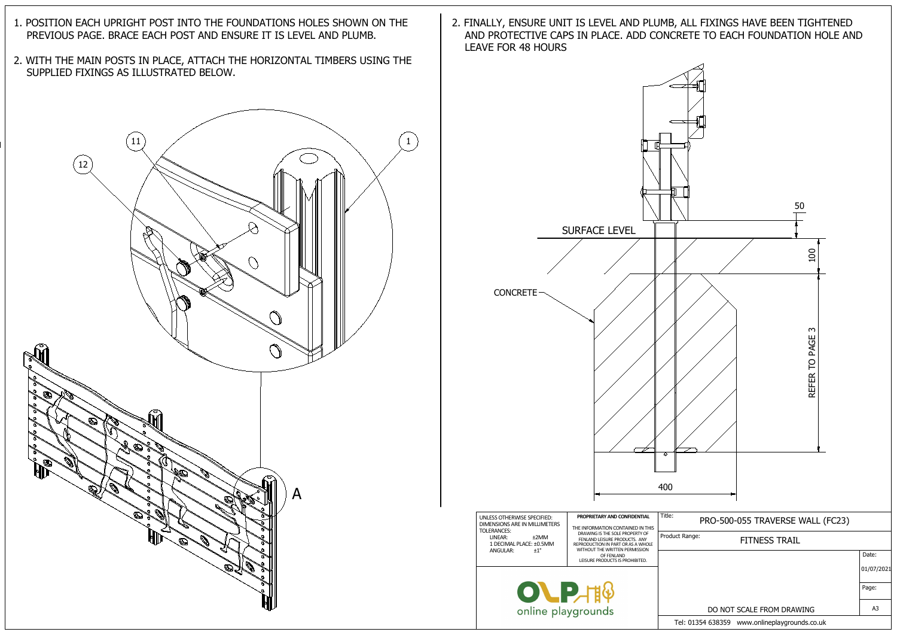1. POSITION EACH UPRIGHT POST INTO THE FOUNDATIONS HOLES SHOWN ON THE PREVIOUS PAGE. BRACE EACH POST AND ENSURE IT IS LEVEL AND PLUMB.
2. WITH THE MAIN POSTS IN PLACE, ATTACH THE HORIZONTAL TIMBERS USING THE SUPPLIED FIXINGS AS ILLUSTRATED BELOW.

11

12

1

A

2. FINALLY, ENSURE UNIT IS LEVEL AND PLUMB, ALL FIXINGS HAVE BEEN TIGHTENED AND PROTECTIVE CAPS IN PLACE. ADD CONCRETE TO EACH FOUNDATION HOLE AND LEAVE FOR 48 HOURS

SURFACE LEVEL

CONCRETE

50

100

REFER TO PAGE 3

400

| | | |
|---|---|---|
| UNLESS OTHERWISE SPECIFIED: DIMENSIONS ARE IN MILLIMETERS TOLERANCES: LINEAR: ±2MM 1 DECIMAL PLACE: ±0.5MM ANGULAR: ±1° | **PROPRIETARY AND CONFIDENTIAL** THE INFORMATION CONTAINED IN THIS DRAWING IS THE SOLE PROPERTY OF FENLAND LEISURE PRODUCTS. ANY REPRODUCTION IN PART OR AS A WHOLE WITHOUT THE WRITTEN PERMISSION OF FENLAND LEISURE PRODUCTS IS PROHIBITED. | Title: PRO-500-055 TRAVERSE WALL (FC23) |
| | | Product Range: FITNESS TRAIL |
| OLP online playgrounds | | Date: 01/07/2021 |
| | | Page: A3 |
| | | DO NOT SCALE FROM DRAWING |
| | | Tel: 01354 638359 www.onlineplaygrounds.co.uk |